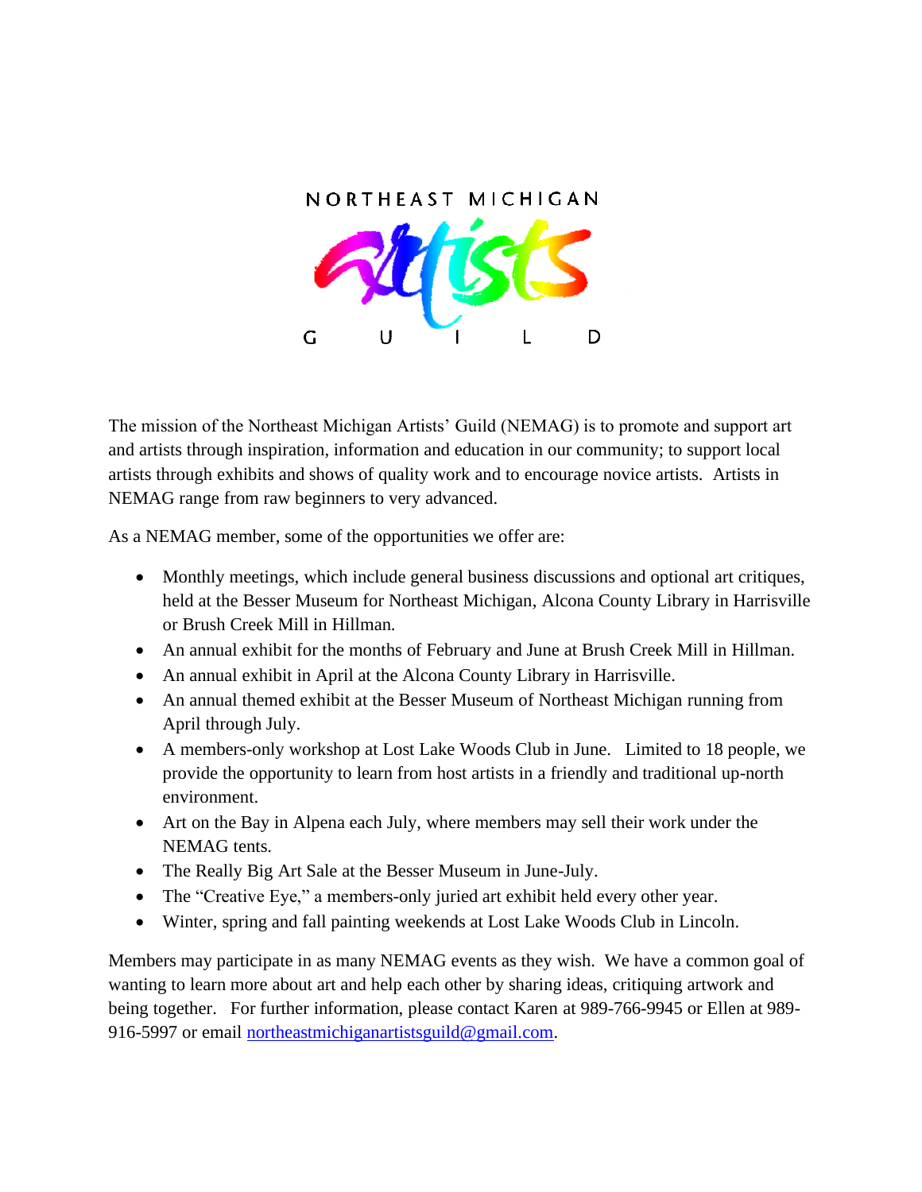# NORTHEAST MICHIGAN Artists GUILD

The mission of the Northeast Michigan Artists' Guild (NEMAG) is to promote and support art and artists through inspiration, information and education in our community; to support local artists through exhibits and shows of quality work and to encourage novice artists. Artists in NEMAG range from raw beginners to very advanced.

As a NEMAG member, some of the opportunities we offer are:

- Monthly meetings, which include general business discussions and optional art critiques, held at the Besser Museum for Northeast Michigan, Alcona County Library in Harrisville or Brush Creek Mill in Hillman.
- An annual exhibit for the months of February and June at Brush Creek Mill in Hillman.
- An annual exhibit in April at the Alcona County Library in Harrisville.
- An annual themed exhibit at the Besser Museum of Northeast Michigan running from April through July.
- A members-only workshop at Lost Lake Woods Club in June. Limited to 18 people, we provide the opportunity to learn from host artists in a friendly and traditional up-north environment.
- Art on the Bay in Alpena each July, where members may sell their work under the NEMAG tents.
- The Really Big Art Sale at the Besser Museum in June-July.
- The "Creative Eye," a members-only juried art exhibit held every other year.
- Winter, spring and fall painting weekends at Lost Lake Woods Club in Lincoln.

Members may participate in as many NEMAG events as they wish. We have a common goal of wanting to learn more about art and help each other by sharing ideas, critiquing artwork and being together. For further information, please contact Karen at 989-766-9945 or Ellen at 989-916-5997 or email northeastmichiganartistsguild@gmail.com.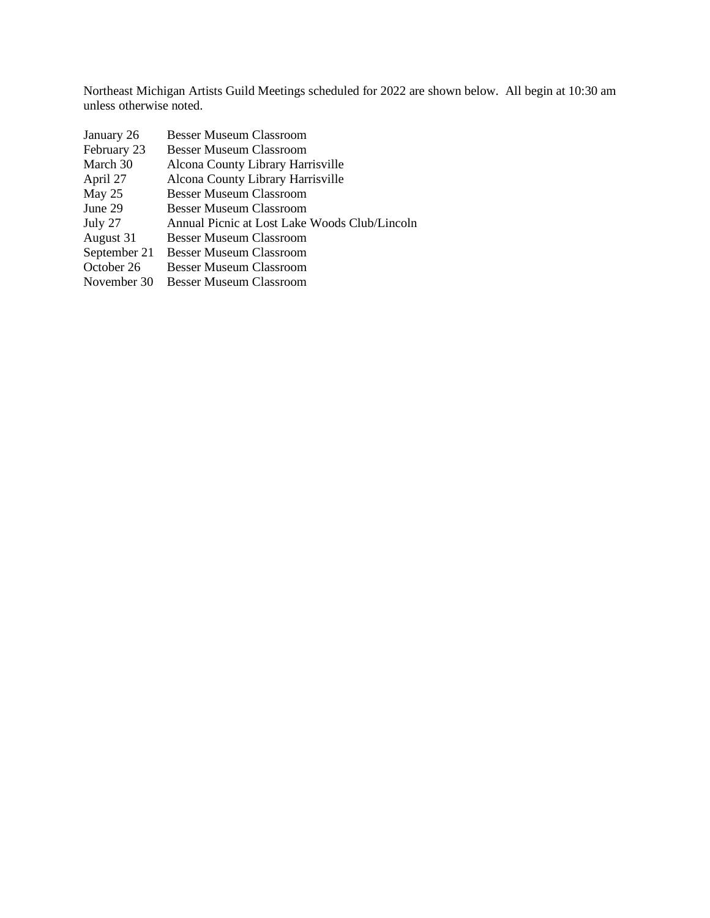Northeast Michigan Artists Guild Meetings scheduled for 2022 are shown below. All begin at 10:30 am unless otherwise noted.

| | |
|---|---|
| January 26 | Besser Museum Classroom |
| February 23 | Besser Museum Classroom |
| March 30 | Alcona County Library Harrisville |
| April 27 | Alcona County Library Harrisville |
| May 25 | Besser Museum Classroom |
| June 29 | Besser Museum Classroom |
| July 27 | Annual Picnic at Lost Lake Woods Club/Lincoln |
| August 31 | Besser Museum Classroom |
| September 21 | Besser Museum Classroom |
| October 26 | Besser Museum Classroom |
| November 30 | Besser Museum Classroom |